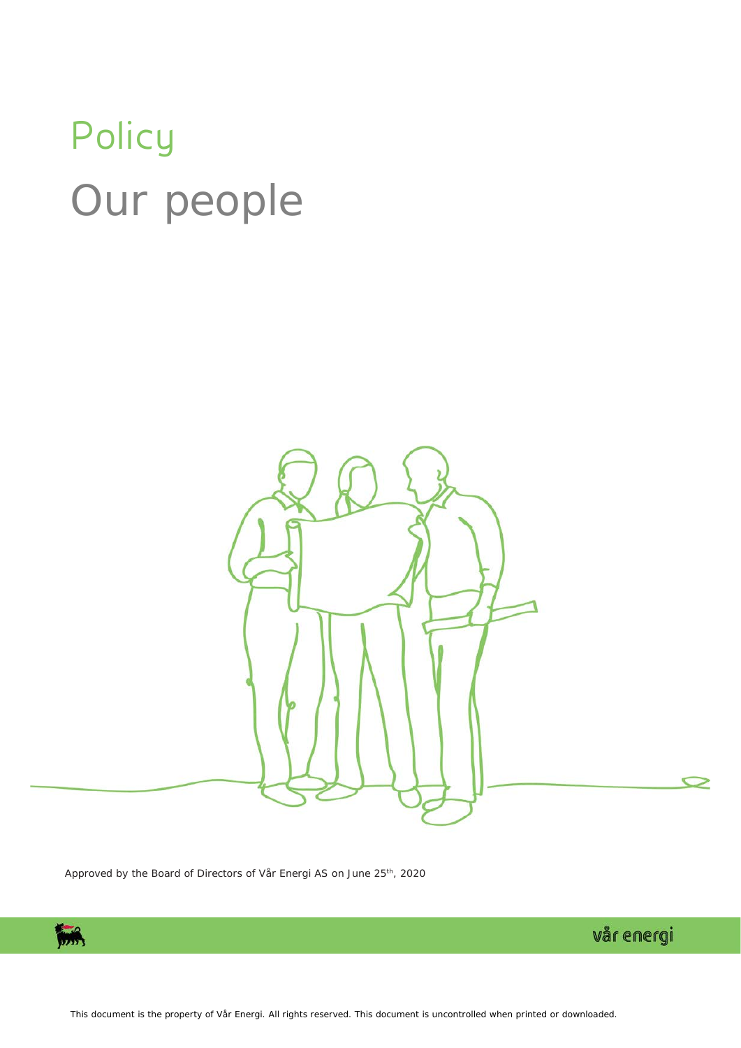# Policy

# Our people

Approved by the Board of Directors of Vår Energi AS on June 25th, 2020

This document is the property of Vår Energi. All rights reserved. This document is uncontrolled when printed or downloaded.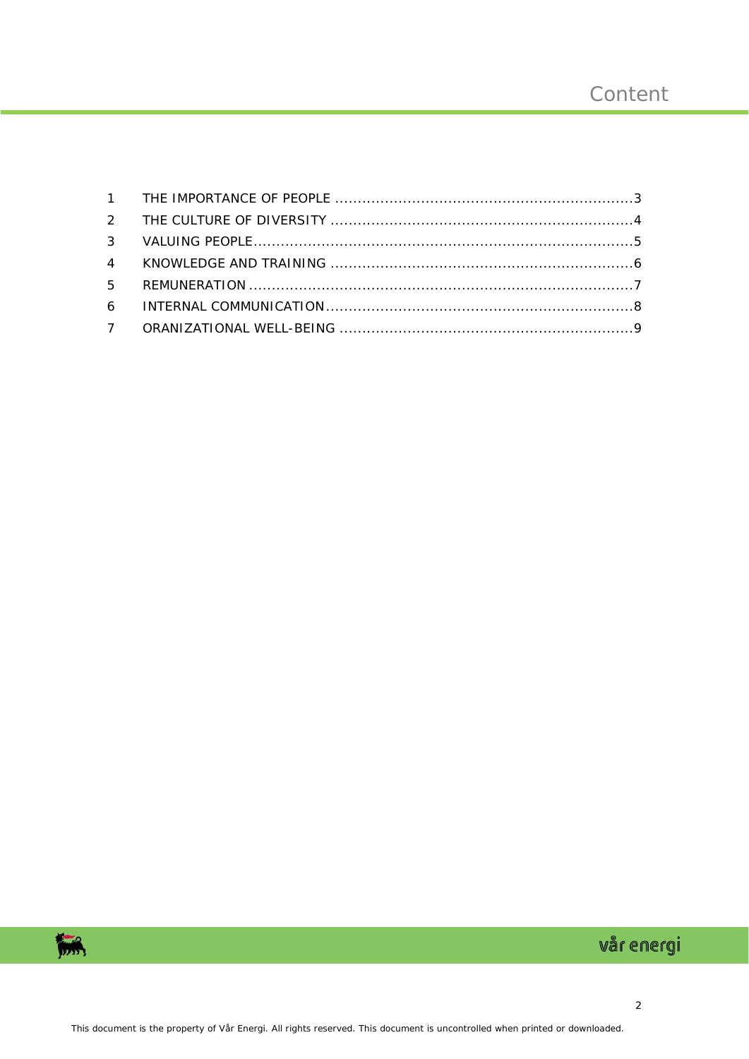# Content

1 THE IMPORTANCE OF PEOPLE .................................................................3
2 THE CULTURE OF DIVERSITY ..................................................................4
3 VALUING PEOPLE..................................................................................5
4 KNOWLEDGE AND TRAINING ..................................................................6
5 REMUNERATION ....................................................................................7
6 INTERNAL COMMUNICATION...................................................................8
7 ORANIZATIONAL WELL-BEING ................................................................9

This document is the property of Vår Energi. All rights reserved. This document is uncontrolled when printed or downloaded.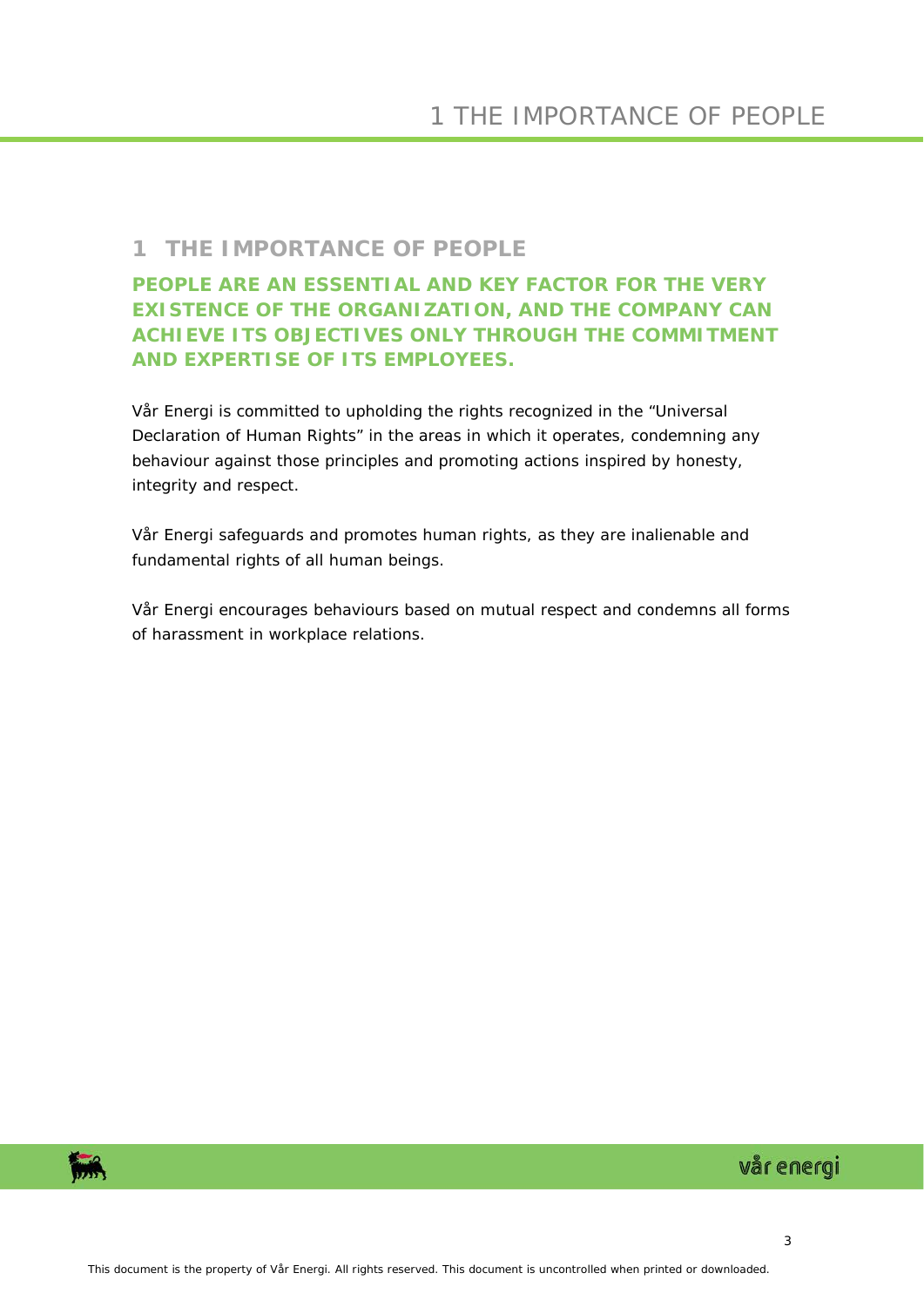# 1 THE IMPORTANCE OF PEOPLE

**PEOPLE ARE AN ESSENTIAL AND KEY FACTOR FOR THE VERY EXISTENCE OF THE ORGANIZATION, AND THE COMPANY CAN ACHIEVE ITS OBJECTIVES ONLY THROUGH THE COMMITMENT AND EXPERTISE OF ITS EMPLOYEES.**

Vår Energi is committed to upholding the rights recognized in the "Universal Declaration of Human Rights" in the areas in which it operates, condemning any behaviour against those principles and promoting actions inspired by honesty, integrity and respect.

Vår Energi safeguards and promotes human rights, as they are inalienable and fundamental rights of all human beings.

Vår Energi encourages behaviours based on mutual respect and condemns all forms of harassment in workplace relations.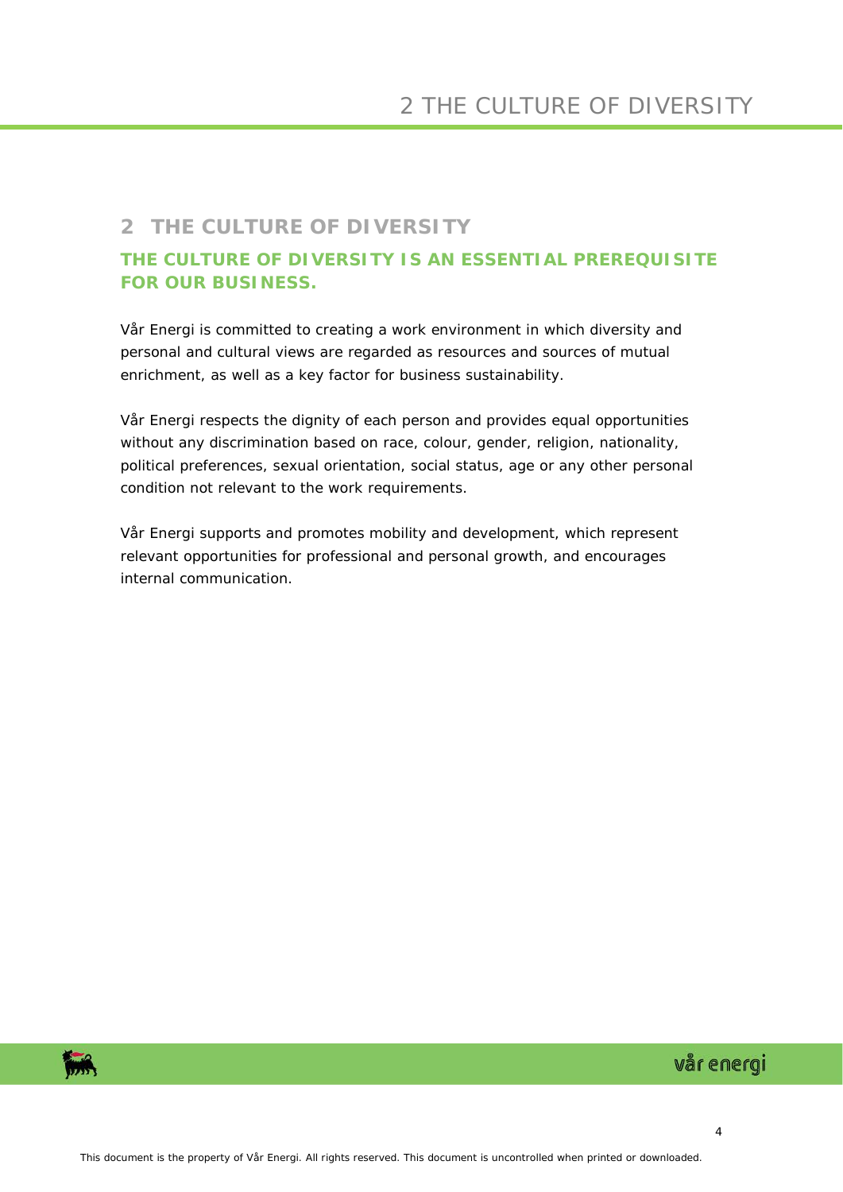## 2 THE CULTURE OF DIVERSITY

**THE CULTURE OF DIVERSITY IS AN ESSENTIAL PREREQUISITE FOR OUR BUSINESS.**

Vår Energi is committed to creating a work environment in which diversity and personal and cultural views are regarded as resources and sources of mutual enrichment, as well as a key factor for business sustainability.

Vår Energi respects the dignity of each person and provides equal opportunities without any discrimination based on race, colour, gender, religion, nationality, political preferences, sexual orientation, social status, age or any other personal condition not relevant to the work requirements.

Vår Energi supports and promotes mobility and development, which represent relevant opportunities for professional and personal growth, and encourages internal communication.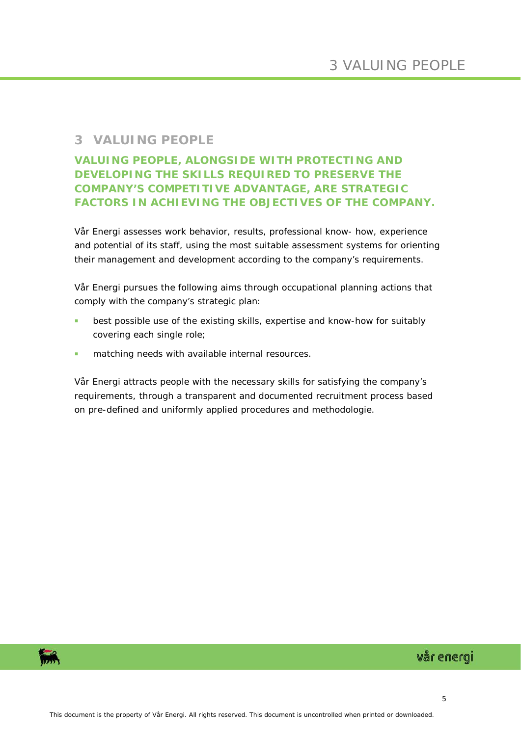# 3 VALUING PEOPLE

**VALUING PEOPLE, ALONGSIDE WITH PROTECTING AND DEVELOPING THE SKILLS REQUIRED TO PRESERVE THE COMPANY'S COMPETITIVE ADVANTAGE, ARE STRATEGIC FACTORS IN ACHIEVING THE OBJECTIVES OF THE COMPANY.**

Vår Energi assesses work behavior, results, professional know- how, experience and potential of its staff, using the most suitable assessment systems for orienting their management and development according to the company's requirements.

Vår Energi pursues the following aims through occupational planning actions that comply with the company's strategic plan:

- best possible use of the existing skills, expertise and know-how for suitably covering each single role;
- matching needs with available internal resources.

Vår Energi attracts people with the necessary skills for satisfying the company's requirements, through a transparent and documented recruitment process based on pre-defined and uniformly applied procedures and methodologie.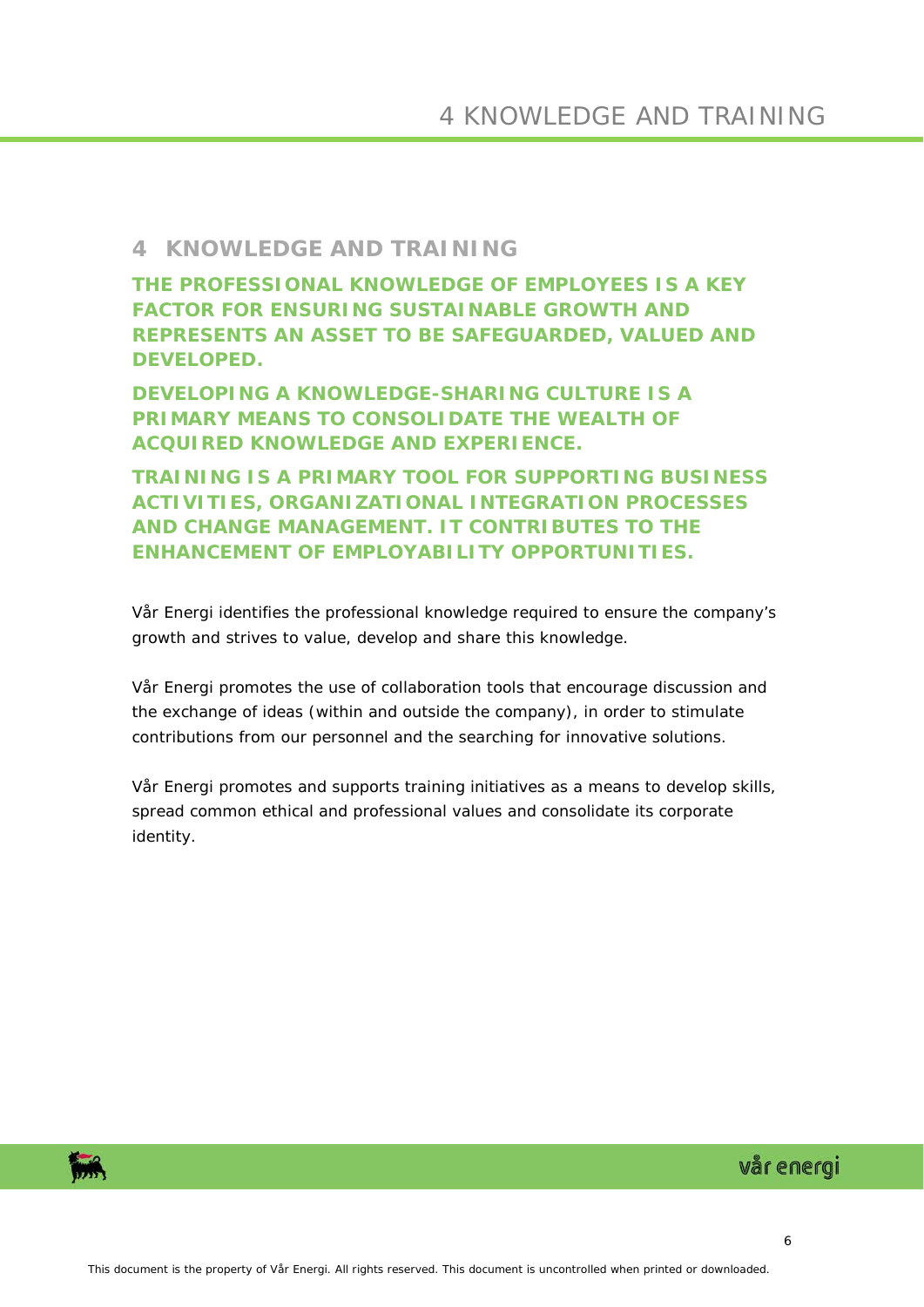# 4 KNOWLEDGE AND TRAINING

**THE PROFESSIONAL KNOWLEDGE OF EMPLOYEES IS A KEY FACTOR FOR ENSURING SUSTAINABLE GROWTH AND REPRESENTS AN ASSET TO BE SAFEGUARDED, VALUED AND DEVELOPED.**

**DEVELOPING A KNOWLEDGE-SHARING CULTURE IS A PRIMARY MEANS TO CONSOLIDATE THE WEALTH OF ACQUIRED KNOWLEDGE AND EXPERIENCE.**

**TRAINING IS A PRIMARY TOOL FOR SUPPORTING BUSINESS ACTIVITIES, ORGANIZATIONAL INTEGRATION PROCESSES AND CHANGE MANAGEMENT. IT CONTRIBUTES TO THE ENHANCEMENT OF EMPLOYABILITY OPPORTUNITIES.**

Vår Energi identifies the professional knowledge required to ensure the company's growth and strives to value, develop and share this knowledge.

Vår Energi promotes the use of collaboration tools that encourage discussion and the exchange of ideas (within and outside the company), in order to stimulate contributions from our personnel and the searching for innovative solutions.

Vår Energi promotes and supports training initiatives as a means to develop skills, spread common ethical and professional values and consolidate its corporate identity.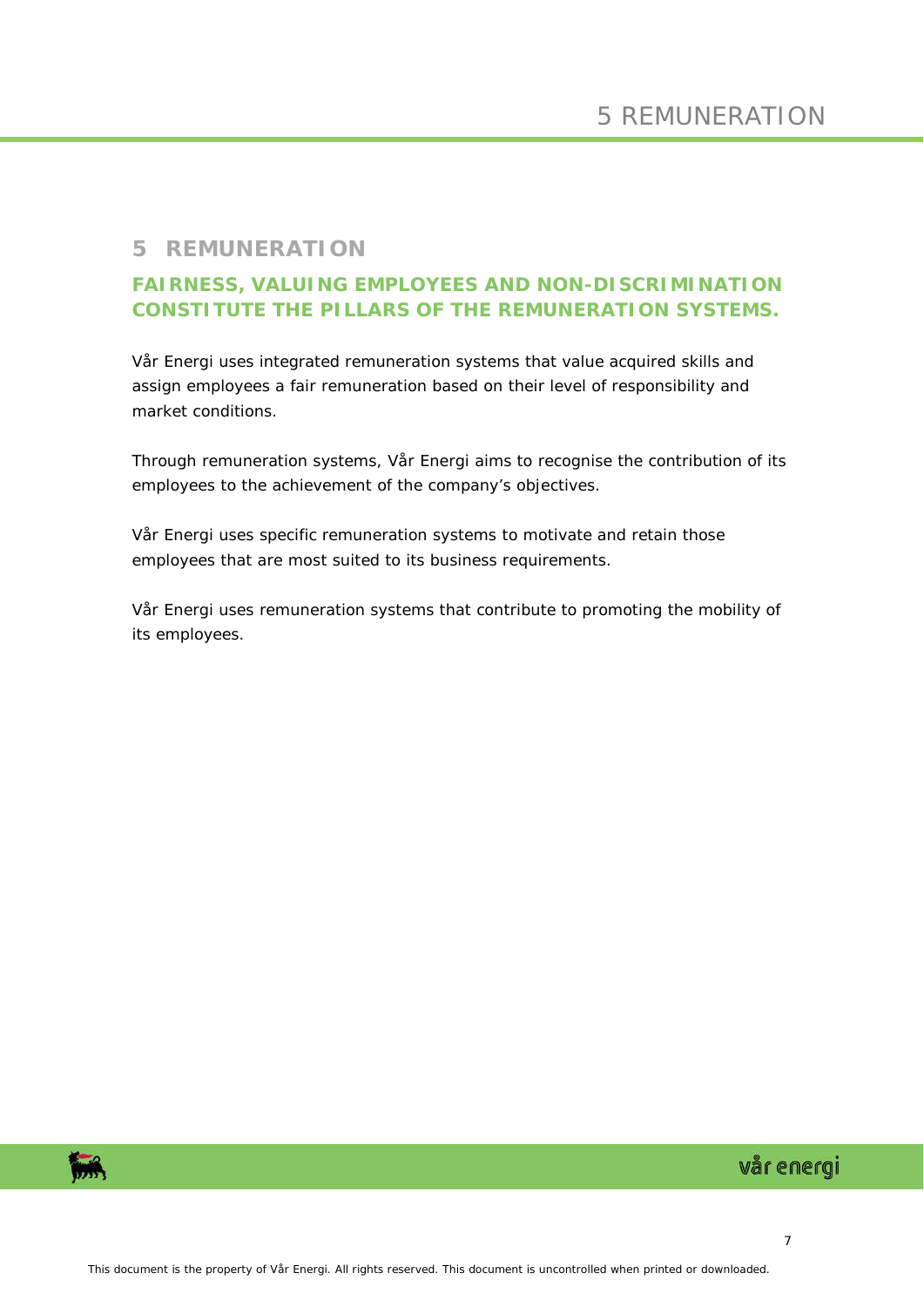# 5 REMUNERATION

## FAIRNESS, VALUING EMPLOYEES AND NON-DISCRIMINATION CONSTITUTE THE PILLARS OF THE REMUNERATION SYSTEMS.

Vår Energi uses integrated remuneration systems that value acquired skills and assign employees a fair remuneration based on their level of responsibility and market conditions.

Through remuneration systems, Vår Energi aims to recognise the contribution of its employees to the achievement of the company's objectives.

Vår Energi uses specific remuneration systems to motivate and retain those employees that are most suited to its business requirements.

Vår Energi uses remuneration systems that contribute to promoting the mobility of its employees.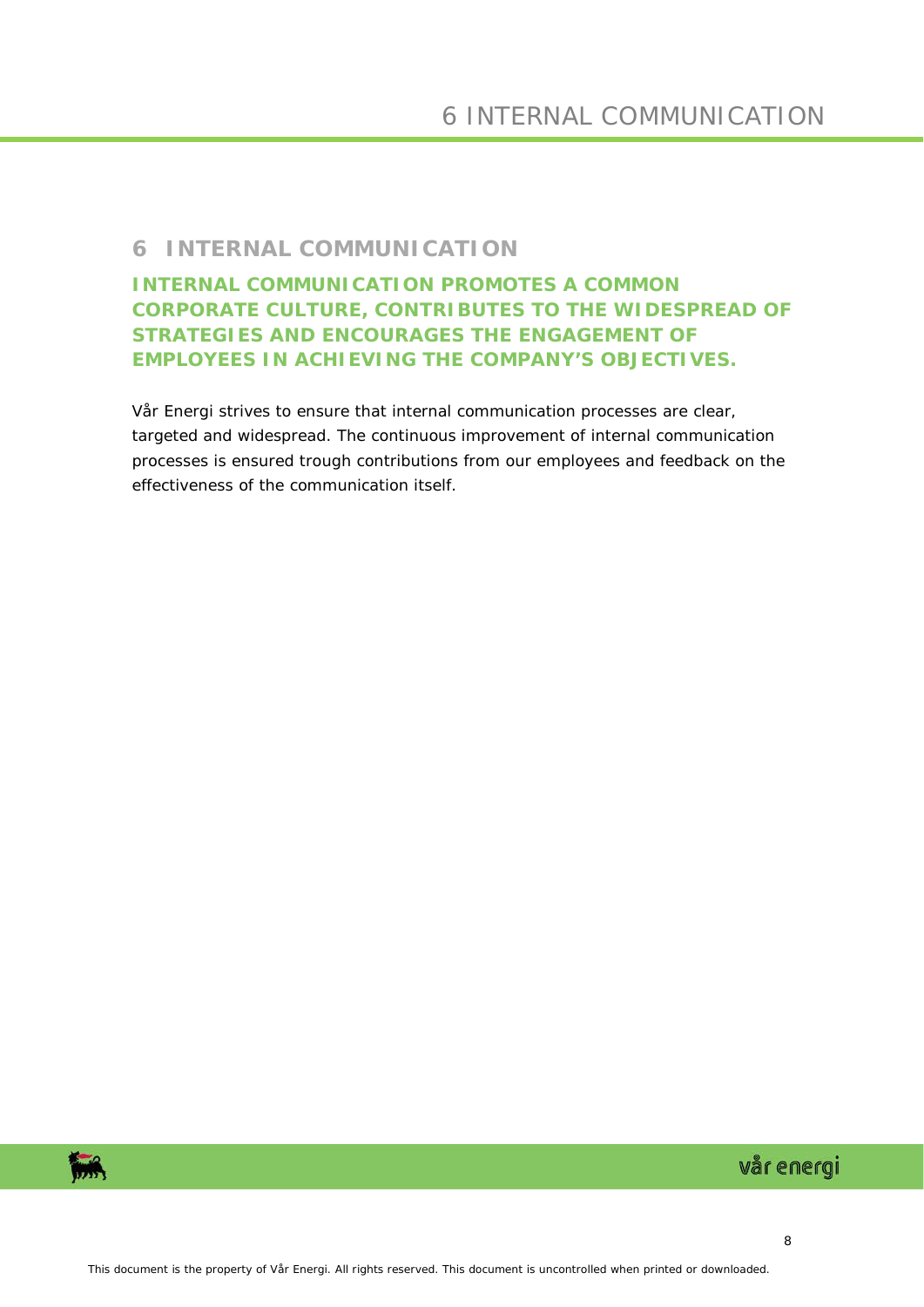## 6 INTERNAL COMMUNICATION

**INTERNAL COMMUNICATION PROMOTES A COMMON CORPORATE CULTURE, CONTRIBUTES TO THE WIDESPREAD OF STRATEGIES AND ENCOURAGES THE ENGAGEMENT OF EMPLOYEES IN ACHIEVING THE COMPANY'S OBJECTIVES.**

Vår Energi strives to ensure that internal communication processes are clear, targeted and widespread. The continuous improvement of internal communication processes is ensured trough contributions from our employees and feedback on the effectiveness of the communication itself.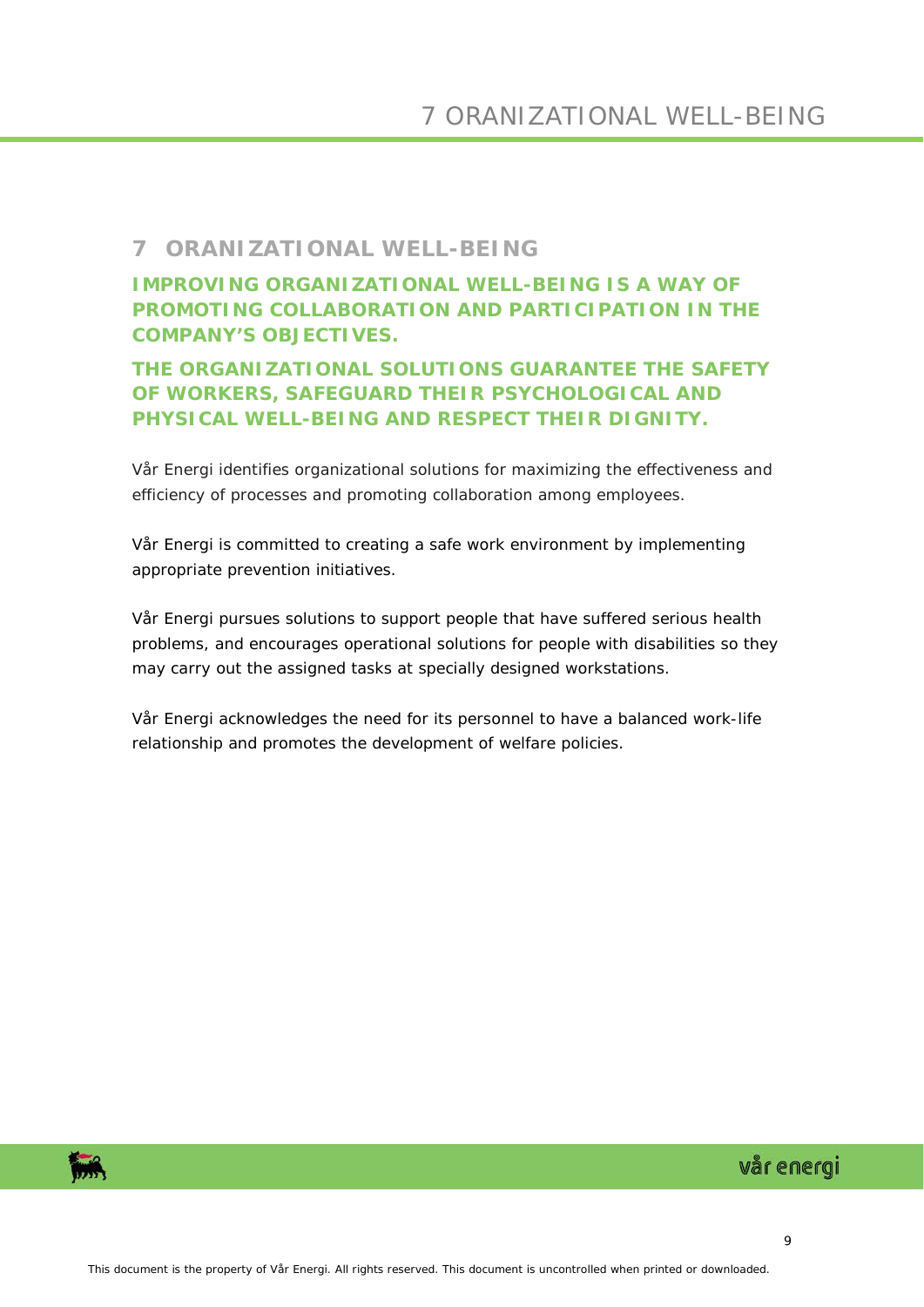# 7 ORANIZATIONAL WELL-BEING

**IMPROVING ORGANIZATIONAL WELL-BEING IS A WAY OF PROMOTING COLLABORATION AND PARTICIPATION IN THE COMPANY'S OBJECTIVES.**

**THE ORGANIZATIONAL SOLUTIONS GUARANTEE THE SAFETY OF WORKERS, SAFEGUARD THEIR PSYCHOLOGICAL AND PHYSICAL WELL-BEING AND RESPECT THEIR DIGNITY.**

Vår Energi identifies organizational solutions for maximizing the effectiveness and efficiency of processes and promoting collaboration among employees.

Vår Energi is committed to creating a safe work environment by implementing appropriate prevention initiatives.

Vår Energi pursues solutions to support people that have suffered serious health problems, and encourages operational solutions for people with disabilities so they may carry out the assigned tasks at specially designed workstations.

Vår Energi acknowledges the need for its personnel to have a balanced work-life relationship and promotes the development of welfare policies.